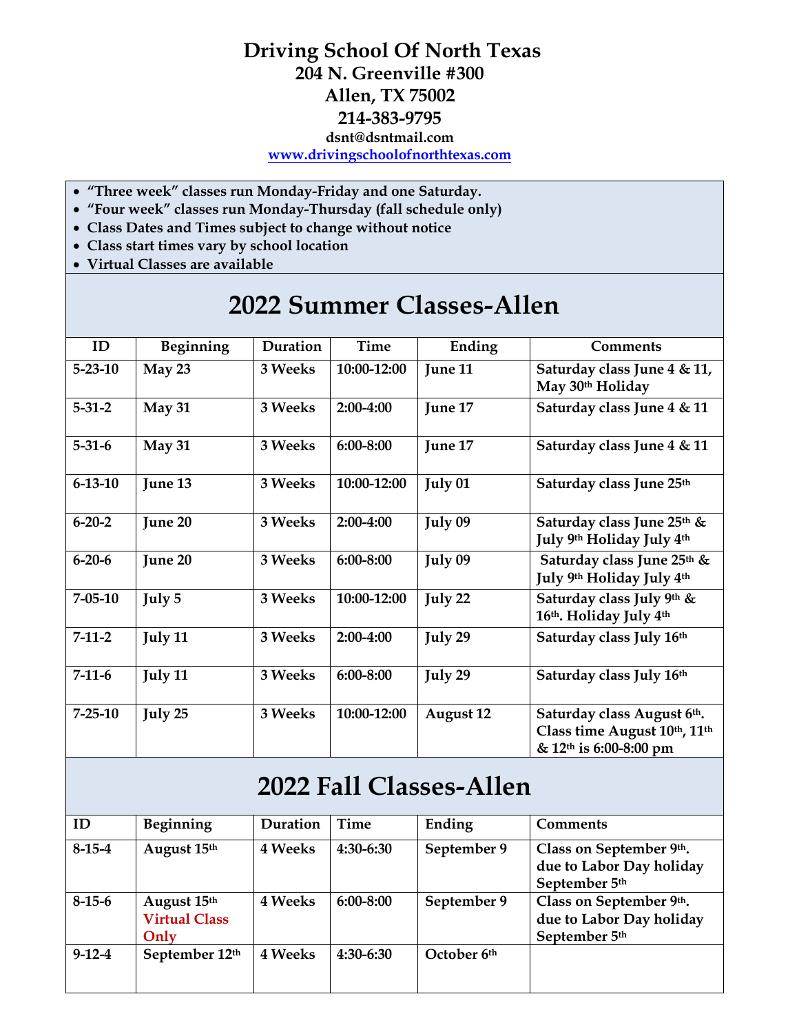# Driving School Of North Texas

## 204 N. Greenville #300

## Allen, TX 75002

## 214-383-9795

**dsnt@dsntmail.com**

**www.drivingschoolofnorthtexas.com**

- **"Three week" classes run Monday-Friday and one Saturday.**
- **"Four week" classes run Monday-Thursday (fall schedule only)**
- **Class Dates and Times subject to change without notice**
- **Class start times vary by school location**
- **Virtual Classes are available**

# 2022 Summer Classes-Allen

| ID | Beginning | Duration | Time | Ending | Comments |
|---|---|---|---|---|---|
| 5-23-10 | May 23 | 3 Weeks | 10:00-12:00 | June 11 | Saturday class June 4 & 11, May 30th Holiday |
| 5-31-2 | May 31 | 3 Weeks | 2:00-4:00 | June 17 | Saturday class June 4 & 11 |
| 5-31-6 | May 31 | 3 Weeks | 6:00-8:00 | June 17 | Saturday class June 4 & 11 |
| 6-13-10 | June 13 | 3 Weeks | 10:00-12:00 | July 01 | Saturday class June 25th |
| 6-20-2 | June 20 | 3 Weeks | 2:00-4:00 | July 09 | Saturday class June 25th & July 9th Holiday July 4th |
| 6-20-6 | June 20 | 3 Weeks | 6:00-8:00 | July 09 | Saturday class June 25th & July 9th Holiday July 4th |
| 7-05-10 | July 5 | 3 Weeks | 10:00-12:00 | July 22 | Saturday class July 9th & 16th. Holiday July 4th |
| 7-11-2 | July 11 | 3 Weeks | 2:00-4:00 | July 29 | Saturday class July 16th |
| 7-11-6 | July 11 | 3 Weeks | 6:00-8:00 | July 29 | Saturday class July 16th |
| 7-25-10 | July 25 | 3 Weeks | 10:00-12:00 | August 12 | Saturday class August 6th. Class time August 10th, 11th & 12th is 6:00-8:00 pm |

# 2022 Fall Classes-Allen

| ID | Beginning | Duration | Time | Ending | Comments |
|---|---|---|---|---|---|
| 8-15-4 | August 15th | 4 Weeks | 4:30-6:30 | September 9 | Class on September 9th. due to Labor Day holiday September 5th |
| 8-15-6 | August 15th Virtual Class Only | 4 Weeks | 6:00-8:00 | September 9 | Class on September 9th. due to Labor Day holiday September 5th |
| 9-12-4 | September 12th | 4 Weeks | 4:30-6:30 | October 6th | |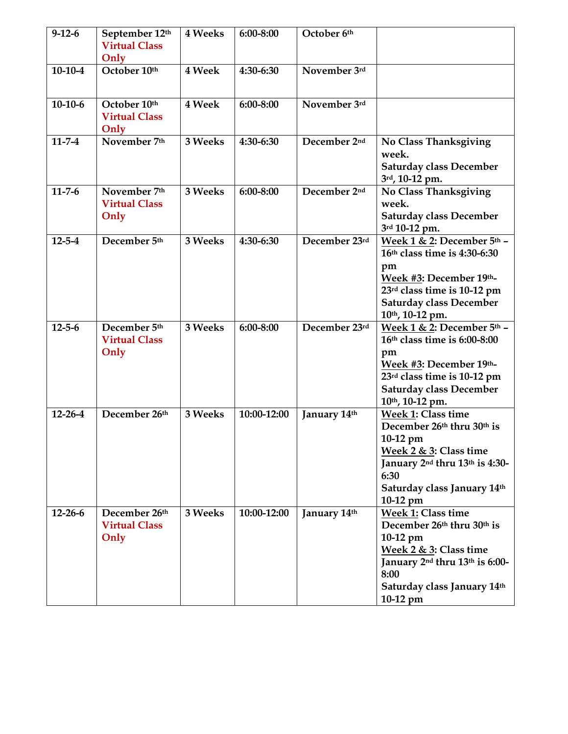| | | | | | |
|---|---|---|---|---|---|
| **9-12-6** | **September 12th** **Virtual Class Only** | **4 Weeks** | **6:00-8:00** | **October 6th** | |
| **10-10-4** | **October 10th** | **4 Week** | **4:30-6:30** | **November 3rd** | |
| **10-10-6** | **October 10th** **Virtual Class Only** | **4 Week** | **6:00-8:00** | **November 3rd** | |
| **11-7-4** | **November 7th** | **3 Weeks** | **4:30-6:30** | **December 2nd** | **No Class Thanksgiving week.** **Saturday class December 3rd, 10-12 pm.** |
| **11-7-6** | **November 7th** **Virtual Class Only** | **3 Weeks** | **6:00-8:00** | **December 2nd** | **No Class Thanksgiving week.** **Saturday class December 3rd 10-12 pm.** |
| **12-5-4** | **December 5th** | **3 Weeks** | **4:30-6:30** | **December 23rd** | **Week 1 & 2: December 5th – 16th class time is 4:30-6:30 pm** **Week #3: December 19th-23rd class time is 10-12 pm** **Saturday class December 10th, 10-12 pm.** |
| **12-5-6** | **December 5th** **Virtual Class Only** | **3 Weeks** | **6:00-8:00** | **December 23rd** | **Week 1 & 2: December 5th – 16th class time is 6:00-8:00 pm** **Week #3: December 19th-23rd class time is 10-12 pm** **Saturday class December 10th, 10-12 pm.** |
| **12-26-4** | **December 26th** | **3 Weeks** | **10:00-12:00** | **January 14th** | **Week 1: Class time December 26th thru 30th is 10-12 pm** **Week 2 & 3: Class time January 2nd thru 13th is 4:30-6:30** **Saturday class January 14th 10-12 pm** |
| **12-26-6** | **December 26th** **Virtual Class Only** | **3 Weeks** | **10:00-12:00** | **January 14th** | **Week 1: Class time December 26th thru 30th is 10-12 pm** **Week 2 & 3: Class time January 2nd thru 13th is 6:00-8:00** **Saturday class January 14th 10-12 pm** |